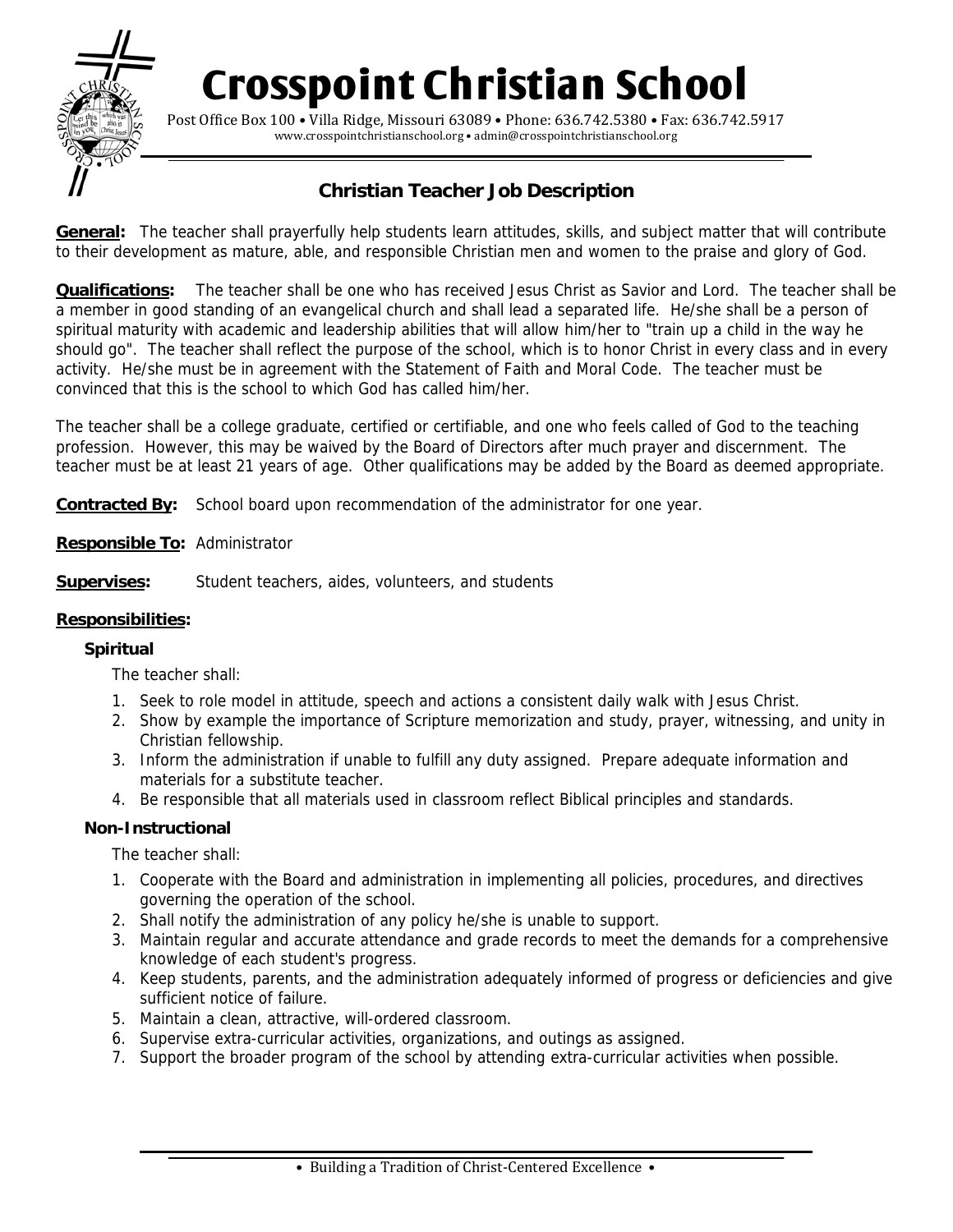# Crosspoint Christian School

Post Office Box 100 • Villa Ridge, Missouri 63089 • Phone: 636.742.5380 • Fax: 636.742.5917
www.crosspointchristianschool.org • admin@crosspointchristianschool.org

## Christian Teacher Job Description

**General:** The teacher shall prayerfully help students learn attitudes, skills, and subject matter that will contribute to their development as mature, able, and responsible Christian men and women to the praise and glory of God.

**Qualifications:** The teacher shall be one who has received Jesus Christ as Savior and Lord. The teacher shall be a member in good standing of an evangelical church and shall lead a separated life. He/she shall be a person of spiritual maturity with academic and leadership abilities that will allow him/her to "train up a child in the way he should go". The teacher shall reflect the purpose of the school, which is to honor Christ in every class and in every activity. He/she must be in agreement with the Statement of Faith and Moral Code. The teacher must be convinced that this is the school to which God has called him/her.

The teacher shall be a college graduate, certified or certifiable, and one who feels called of God to the teaching profession. However, this may be waived by the Board of Directors after much prayer and discernment. The teacher must be at least 21 years of age. Other qualifications may be added by the Board as deemed appropriate.

**Contracted By:** School board upon recommendation of the administrator for one year.

**Responsible To:** Administrator

**Supervises:** Student teachers, aides, volunteers, and students

**Responsibilities:**

### Spiritual

The teacher shall:

1. Seek to role model in attitude, speech and actions a consistent daily walk with Jesus Christ.
2. Show by example the importance of Scripture memorization and study, prayer, witnessing, and unity in Christian fellowship.
3. Inform the administration if unable to fulfill any duty assigned. Prepare adequate information and materials for a substitute teacher.
4. Be responsible that all materials used in classroom reflect Biblical principles and standards.

### Non-Instructional

The teacher shall:

1. Cooperate with the Board and administration in implementing all policies, procedures, and directives governing the operation of the school.
2. Shall notify the administration of any policy he/she is unable to support.
3. Maintain regular and accurate attendance and grade records to meet the demands for a comprehensive knowledge of each student's progress.
4. Keep students, parents, and the administration adequately informed of progress or deficiencies and give sufficient notice of failure.
5. Maintain a clean, attractive, will-ordered classroom.
6. Supervise extra-curricular activities, organizations, and outings as assigned.
7. Support the broader program of the school by attending extra-curricular activities when possible.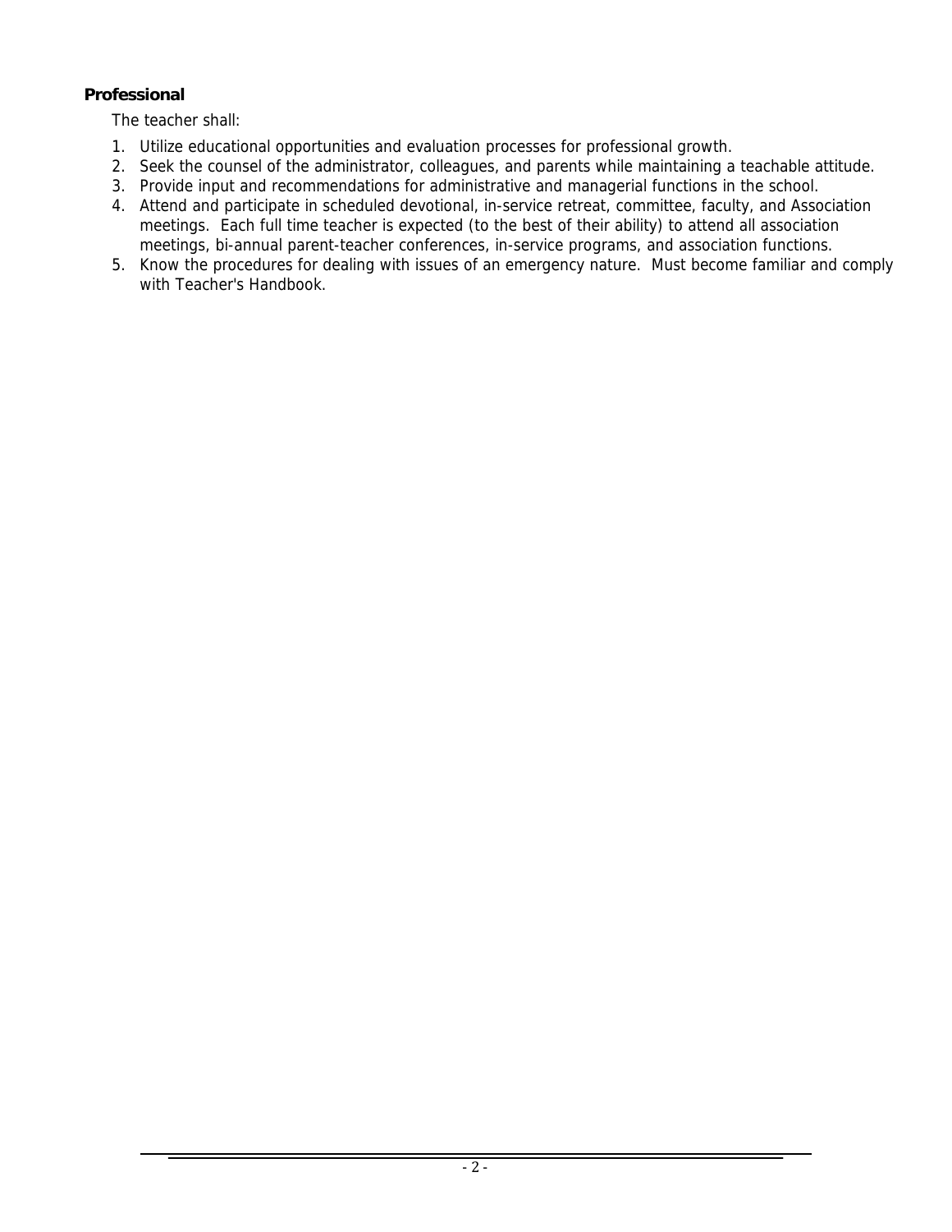### Professional

The teacher shall:

1. Utilize educational opportunities and evaluation processes for professional growth.
2. Seek the counsel of the administrator, colleagues, and parents while maintaining a teachable attitude.
3. Provide input and recommendations for administrative and managerial functions in the school.
4. Attend and participate in scheduled devotional, in-service retreat, committee, faculty, and Association meetings. Each full time teacher is expected (to the best of their ability) to attend all association meetings, bi-annual parent-teacher conferences, in-service programs, and association functions.
5. Know the procedures for dealing with issues of an emergency nature. Must become familiar and comply with Teacher's Handbook.